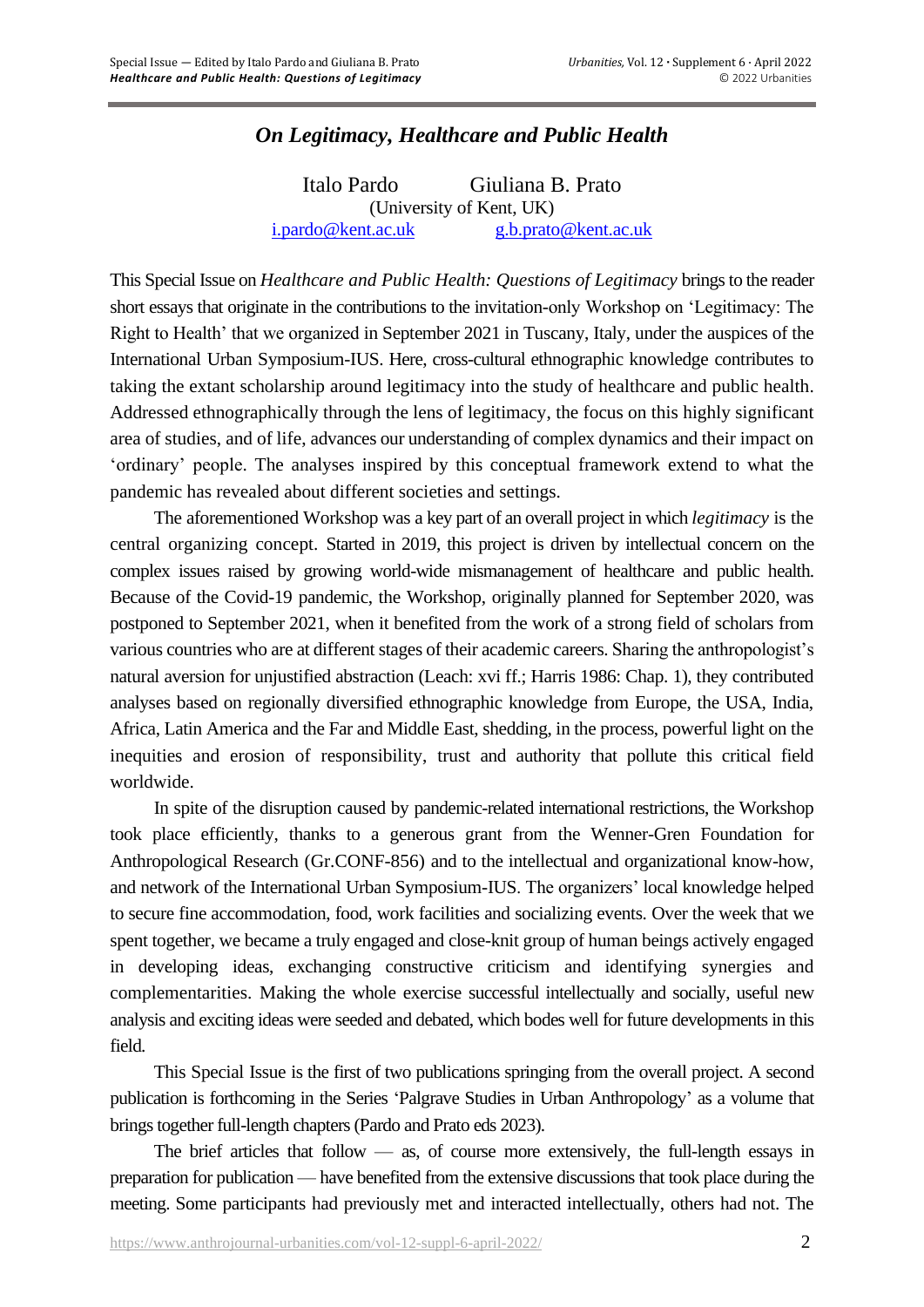# *On Legitimacy, Healthcare and Public Health*

Italo Pardo Giuliana B. Prato  
(University of Kent, UK)  
i.pardo@kent.ac.uk g.b.prato@kent.ac.uk

This Special Issue on *Healthcare and Public Health: Questions of Legitimacy* brings to the reader short essays that originate in the contributions to the invitation-only Workshop on 'Legitimacy: The Right to Health' that we organized in September 2021 in Tuscany, Italy, under the auspices of the International Urban Symposium-IUS. Here, cross-cultural ethnographic knowledge contributes to taking the extant scholarship around legitimacy into the study of healthcare and public health. Addressed ethnographically through the lens of legitimacy, the focus on this highly significant area of studies, and of life, advances our understanding of complex dynamics and their impact on 'ordinary' people. The analyses inspired by this conceptual framework extend to what the pandemic has revealed about different societies and settings.

The aforementioned Workshop was a key part of an overall project in which *legitimacy* is the central organizing concept. Started in 2019, this project is driven by intellectual concern on the complex issues raised by growing world-wide mismanagement of healthcare and public health. Because of the Covid-19 pandemic, the Workshop, originally planned for September 2020, was postponed to September 2021, when it benefited from the work of a strong field of scholars from various countries who are at different stages of their academic careers. Sharing the anthropologist's natural aversion for unjustified abstraction (Leach: xvi ff.; Harris 1986: Chap. 1), they contributed analyses based on regionally diversified ethnographic knowledge from Europe, the USA, India, Africa, Latin America and the Far and Middle East, shedding, in the process, powerful light on the inequities and erosion of responsibility, trust and authority that pollute this critical field worldwide.

In spite of the disruption caused by pandemic-related international restrictions, the Workshop took place efficiently, thanks to a generous grant from the Wenner-Gren Foundation for Anthropological Research (Gr.CONF-856) and to the intellectual and organizational know-how, and network of the International Urban Symposium-IUS. The organizers' local knowledge helped to secure fine accommodation, food, work facilities and socializing events. Over the week that we spent together, we became a truly engaged and close-knit group of human beings actively engaged in developing ideas, exchanging constructive criticism and identifying synergies and complementarities. Making the whole exercise successful intellectually and socially, useful new analysis and exciting ideas were seeded and debated, which bodes well for future developments in this field.

This Special Issue is the first of two publications springing from the overall project. A second publication is forthcoming in the Series 'Palgrave Studies in Urban Anthropology' as a volume that brings together full-length chapters (Pardo and Prato eds 2023).

The brief articles that follow — as, of course more extensively, the full-length essays in preparation for publication — have benefited from the extensive discussions that took place during the meeting. Some participants had previously met and interacted intellectually, others had not. The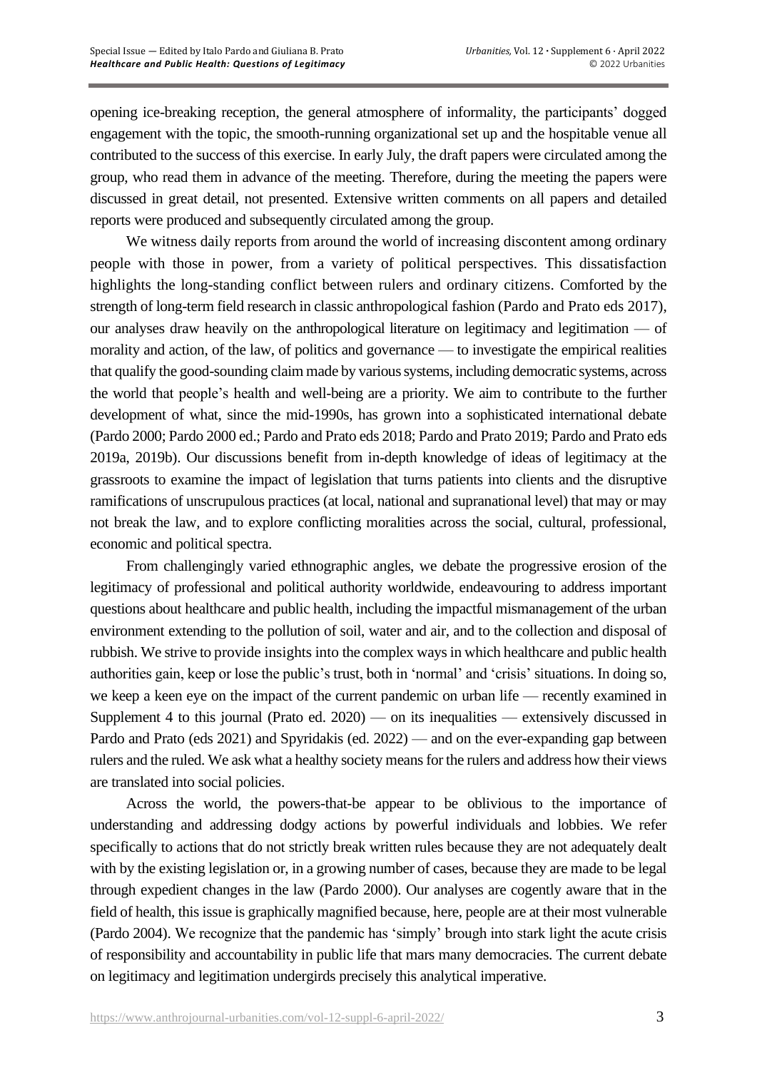opening ice-breaking reception, the general atmosphere of informality, the participants' dogged engagement with the topic, the smooth-running organizational set up and the hospitable venue all contributed to the success of this exercise. In early July, the draft papers were circulated among the group, who read them in advance of the meeting. Therefore, during the meeting the papers were discussed in great detail, not presented. Extensive written comments on all papers and detailed reports were produced and subsequently circulated among the group.

We witness daily reports from around the world of increasing discontent among ordinary people with those in power, from a variety of political perspectives. This dissatisfaction highlights the long-standing conflict between rulers and ordinary citizens. Comforted by the strength of long-term field research in classic anthropological fashion (Pardo and Prato eds 2017), our analyses draw heavily on the anthropological literature on legitimacy and legitimation — of morality and action, of the law, of politics and governance — to investigate the empirical realities that qualify the good-sounding claim made by various systems, including democratic systems, across the world that people's health and well-being are a priority. We aim to contribute to the further development of what, since the mid-1990s, has grown into a sophisticated international debate (Pardo 2000; Pardo 2000 ed.; Pardo and Prato eds 2018; Pardo and Prato 2019; Pardo and Prato eds 2019a, 2019b). Our discussions benefit from in-depth knowledge of ideas of legitimacy at the grassroots to examine the impact of legislation that turns patients into clients and the disruptive ramifications of unscrupulous practices (at local, national and supranational level) that may or may not break the law, and to explore conflicting moralities across the social, cultural, professional, economic and political spectra.

From challengingly varied ethnographic angles, we debate the progressive erosion of the legitimacy of professional and political authority worldwide, endeavouring to address important questions about healthcare and public health, including the impactful mismanagement of the urban environment extending to the pollution of soil, water and air, and to the collection and disposal of rubbish. We strive to provide insights into the complex ways in which healthcare and public health authorities gain, keep or lose the public's trust, both in 'normal' and 'crisis' situations. In doing so, we keep a keen eye on the impact of the current pandemic on urban life — recently examined in Supplement 4 to this journal (Prato ed. 2020) — on its inequalities — extensively discussed in Pardo and Prato (eds 2021) and Spyridakis (ed. 2022) — and on the ever-expanding gap between rulers and the ruled. We ask what a healthy society means for the rulers and address how their views are translated into social policies.

Across the world, the powers-that-be appear to be oblivious to the importance of understanding and addressing dodgy actions by powerful individuals and lobbies. We refer specifically to actions that do not strictly break written rules because they are not adequately dealt with by the existing legislation or, in a growing number of cases, because they are made to be legal through expedient changes in the law (Pardo 2000). Our analyses are cogently aware that in the field of health, this issue is graphically magnified because, here, people are at their most vulnerable (Pardo 2004). We recognize that the pandemic has 'simply' brough into stark light the acute crisis of responsibility and accountability in public life that mars many democracies. The current debate on legitimacy and legitimation undergirds precisely this analytical imperative.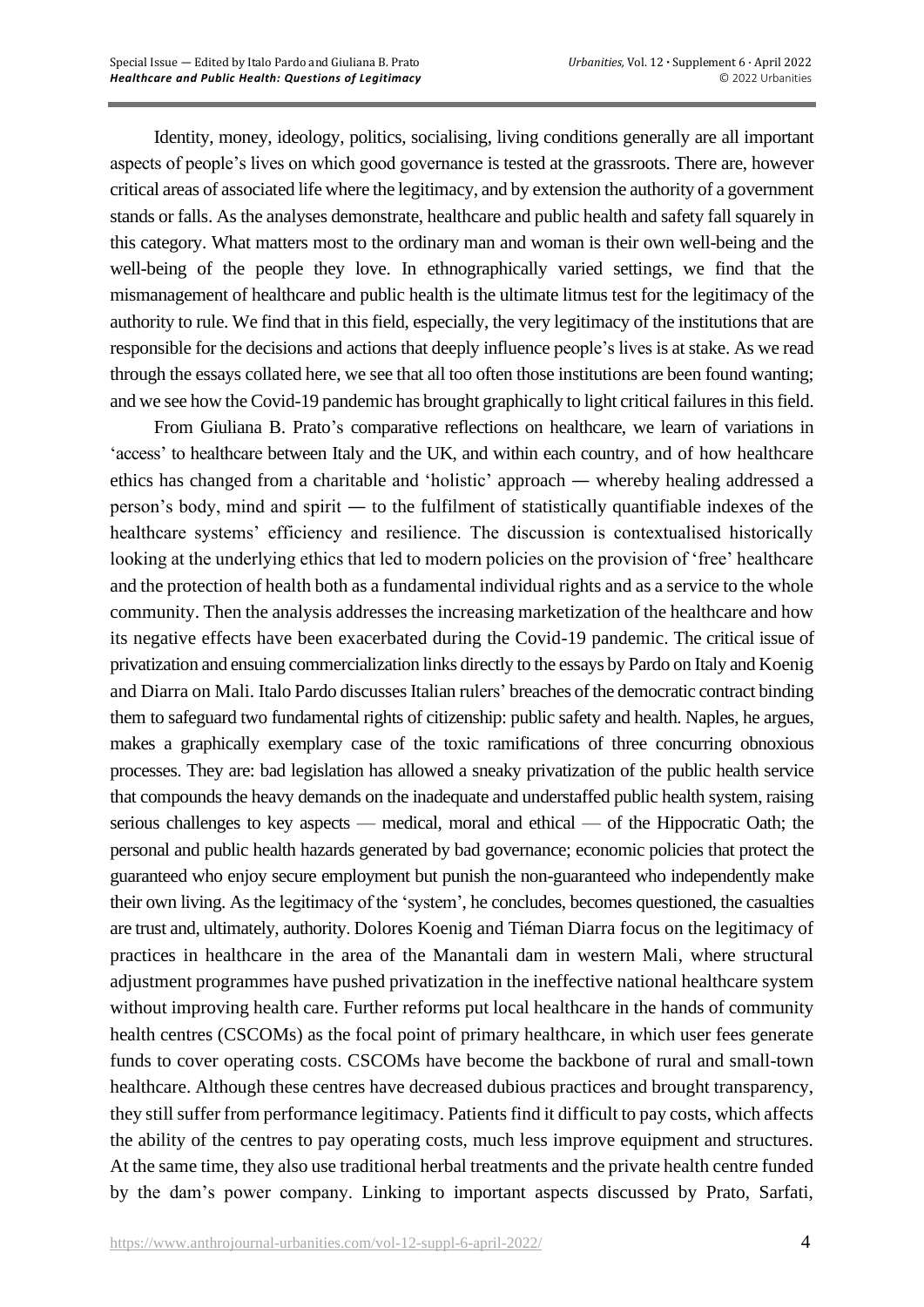Identity, money, ideology, politics, socialising, living conditions generally are all important aspects of people's lives on which good governance is tested at the grassroots. There are, however critical areas of associated life where the legitimacy, and by extension the authority of a government stands or falls. As the analyses demonstrate, healthcare and public health and safety fall squarely in this category. What matters most to the ordinary man and woman is their own well-being and the well-being of the people they love. In ethnographically varied settings, we find that the mismanagement of healthcare and public health is the ultimate litmus test for the legitimacy of the authority to rule. We find that in this field, especially, the very legitimacy of the institutions that are responsible for the decisions and actions that deeply influence people's lives is at stake. As we read through the essays collated here, we see that all too often those institutions are been found wanting; and we see how the Covid-19 pandemic has brought graphically to light critical failures in this field.

From Giuliana B. Prato's comparative reflections on healthcare, we learn of variations in 'access' to healthcare between Italy and the UK, and within each country, and of how healthcare ethics has changed from a charitable and 'holistic' approach ― whereby healing addressed a person's body, mind and spirit ― to the fulfilment of statistically quantifiable indexes of the healthcare systems' efficiency and resilience. The discussion is contextualised historically looking at the underlying ethics that led to modern policies on the provision of 'free' healthcare and the protection of health both as a fundamental individual rights and as a service to the whole community. Then the analysis addresses the increasing marketization of the healthcare and how its negative effects have been exacerbated during the Covid-19 pandemic. The critical issue of privatization and ensuing commercialization links directly to the essays by Pardo on Italy and Koenig and Diarra on Mali. Italo Pardo discusses Italian rulers' breaches of the democratic contract binding them to safeguard two fundamental rights of citizenship: public safety and health. Naples, he argues, makes a graphically exemplary case of the toxic ramifications of three concurring obnoxious processes. They are: bad legislation has allowed a sneaky privatization of the public health service that compounds the heavy demands on the inadequate and understaffed public health system, raising serious challenges to key aspects — medical, moral and ethical — of the Hippocratic Oath; the personal and public health hazards generated by bad governance; economic policies that protect the guaranteed who enjoy secure employment but punish the non-guaranteed who independently make their own living. As the legitimacy of the 'system', he concludes, becomes questioned, the casualties are trust and, ultimately, authority. Dolores Koenig and Tiéman Diarra focus on the legitimacy of practices in healthcare in the area of the Manantali dam in western Mali, where structural adjustment programmes have pushed privatization in the ineffective national healthcare system without improving health care. Further reforms put local healthcare in the hands of community health centres (CSCOMs) as the focal point of primary healthcare, in which user fees generate funds to cover operating costs. CSCOMs have become the backbone of rural and small-town healthcare. Although these centres have decreased dubious practices and brought transparency, they still suffer from performance legitimacy. Patients find it difficult to pay costs, which affects the ability of the centres to pay operating costs, much less improve equipment and structures. At the same time, they also use traditional herbal treatments and the private health centre funded by the dam's power company. Linking to important aspects discussed by Prato, Sarfati,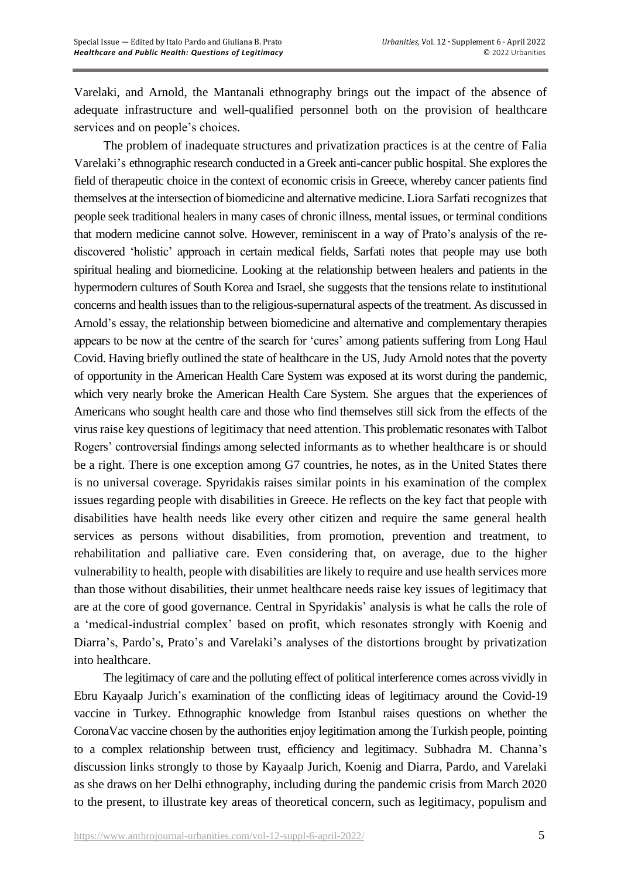Varelaki, and Arnold, the Mantanali ethnography brings out the impact of the absence of adequate infrastructure and well-qualified personnel both on the provision of healthcare services and on people's choices.

The problem of inadequate structures and privatization practices is at the centre of Falia Varelaki's ethnographic research conducted in a Greek anti-cancer public hospital. She explores the field of therapeutic choice in the context of economic crisis in Greece, whereby cancer patients find themselves at the intersection of biomedicine and alternative medicine. Liora Sarfati recognizes that people seek traditional healers in many cases of chronic illness, mental issues, or terminal conditions that modern medicine cannot solve. However, reminiscent in a way of Prato's analysis of the re-discovered 'holistic' approach in certain medical fields, Sarfati notes that people may use both spiritual healing and biomedicine. Looking at the relationship between healers and patients in the hypermodern cultures of South Korea and Israel, she suggests that the tensions relate to institutional concerns and health issues than to the religious-supernatural aspects of the treatment. As discussed in Arnold's essay, the relationship between biomedicine and alternative and complementary therapies appears to be now at the centre of the search for 'cures' among patients suffering from Long Haul Covid. Having briefly outlined the state of healthcare in the US, Judy Arnold notes that the poverty of opportunity in the American Health Care System was exposed at its worst during the pandemic, which very nearly broke the American Health Care System. She argues that the experiences of Americans who sought health care and those who find themselves still sick from the effects of the virus raise key questions of legitimacy that need attention. This problematic resonates with Talbot Rogers' controversial findings among selected informants as to whether healthcare is or should be a right. There is one exception among G7 countries, he notes, as in the United States there is no universal coverage. Spyridakis raises similar points in his examination of the complex issues regarding people with disabilities in Greece. He reflects on the key fact that people with disabilities have health needs like every other citizen and require the same general health services as persons without disabilities, from promotion, prevention and treatment, to rehabilitation and palliative care. Even considering that, on average, due to the higher vulnerability to health, people with disabilities are likely to require and use health services more than those without disabilities, their unmet healthcare needs raise key issues of legitimacy that are at the core of good governance. Central in Spyridakis' analysis is what he calls the role of a 'medical-industrial complex' based on profit, which resonates strongly with Koenig and Diarra's, Pardo's, Prato's and Varelaki's analyses of the distortions brought by privatization into healthcare.

The legitimacy of care and the polluting effect of political interference comes across vividly in Ebru Kayaalp Jurich's examination of the conflicting ideas of legitimacy around the Covid-19 vaccine in Turkey. Ethnographic knowledge from Istanbul raises questions on whether the CoronaVac vaccine chosen by the authorities enjoy legitimation among the Turkish people, pointing to a complex relationship between trust, efficiency and legitimacy. Subhadra M. Channa's discussion links strongly to those by Kayaalp Jurich, Koenig and Diarra, Pardo, and Varelaki as she draws on her Delhi ethnography, including during the pandemic crisis from March 2020 to the present, to illustrate key areas of theoretical concern, such as legitimacy, populism and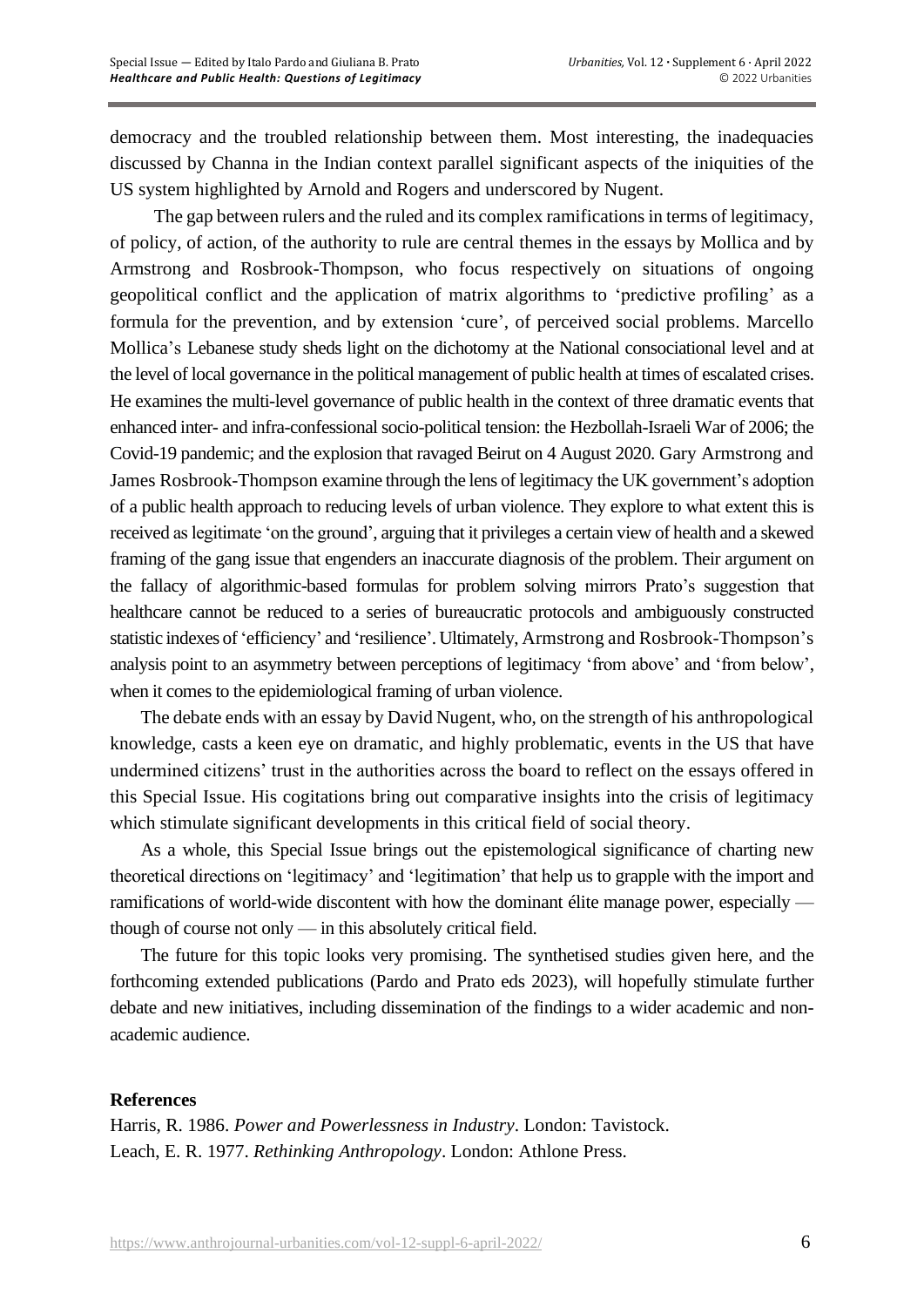democracy and the troubled relationship between them. Most interesting, the inadequacies discussed by Channa in the Indian context parallel significant aspects of the iniquities of the US system highlighted by Arnold and Rogers and underscored by Nugent.

The gap between rulers and the ruled and its complex ramifications in terms of legitimacy, of policy, of action, of the authority to rule are central themes in the essays by Mollica and by Armstrong and Rosbrook-Thompson, who focus respectively on situations of ongoing geopolitical conflict and the application of matrix algorithms to 'predictive profiling' as a formula for the prevention, and by extension 'cure', of perceived social problems. Marcello Mollica's Lebanese study sheds light on the dichotomy at the National consociational level and at the level of local governance in the political management of public health at times of escalated crises. He examines the multi-level governance of public health in the context of three dramatic events that enhanced inter- and infra-confessional socio-political tension: the Hezbollah-Israeli War of 2006; the Covid-19 pandemic; and the explosion that ravaged Beirut on 4 August 2020. Gary Armstrong and James Rosbrook-Thompson examine through the lens of legitimacy the UK government's adoption of a public health approach to reducing levels of urban violence. They explore to what extent this is received as legitimate 'on the ground', arguing that it privileges a certain view of health and a skewed framing of the gang issue that engenders an inaccurate diagnosis of the problem. Their argument on the fallacy of algorithmic-based formulas for problem solving mirrors Prato's suggestion that healthcare cannot be reduced to a series of bureaucratic protocols and ambiguously constructed statistic indexes of 'efficiency' and 'resilience'. Ultimately, Armstrong and Rosbrook-Thompson's analysis point to an asymmetry between perceptions of legitimacy 'from above' and 'from below', when it comes to the epidemiological framing of urban violence.

The debate ends with an essay by David Nugent, who, on the strength of his anthropological knowledge, casts a keen eye on dramatic, and highly problematic, events in the US that have undermined citizens' trust in the authorities across the board to reflect on the essays offered in this Special Issue. His cogitations bring out comparative insights into the crisis of legitimacy which stimulate significant developments in this critical field of social theory.

As a whole, this Special Issue brings out the epistemological significance of charting new theoretical directions on 'legitimacy' and 'legitimation' that help us to grapple with the import and ramifications of world-wide discontent with how the dominant élite manage power, especially — though of course not only — in this absolutely critical field.

The future for this topic looks very promising. The synthetised studies given here, and the forthcoming extended publications (Pardo and Prato eds 2023), will hopefully stimulate further debate and new initiatives, including dissemination of the findings to a wider academic and non-academic audience.

**References**

Harris, R. 1986. *Power and Powerlessness in Industry*. London: Tavistock.

Leach, E. R. 1977. *Rethinking Anthropology*. London: Athlone Press.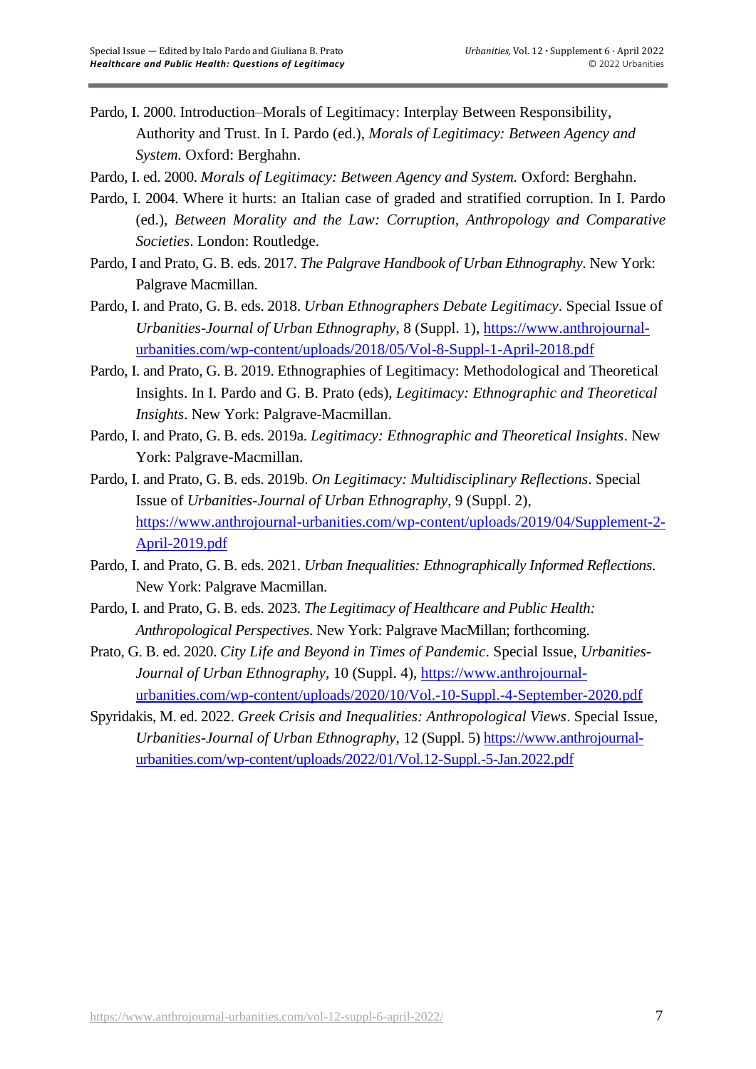Pardo, I. 2000. Introduction–Morals of Legitimacy: Interplay Between Responsibility, Authority and Trust. In I. Pardo (ed.), *Morals of Legitimacy: Between Agency and System.* Oxford: Berghahn.

Pardo, I. ed. 2000. *Morals of Legitimacy: Between Agency and System.* Oxford: Berghahn.

Pardo, I. 2004. Where it hurts: an Italian case of graded and stratified corruption. In I. Pardo (ed.), *Between Morality and the Law: Corruption, Anthropology and Comparative Societies*. London: Routledge.

Pardo, I and Prato, G. B. eds. 2017. *The Palgrave Handbook of Urban Ethnography*. New York: Palgrave Macmillan.

Pardo, I. and Prato, G. B. eds. 2018. *Urban Ethnographers Debate Legitimacy*. Special Issue of *Urbanities-Journal of Urban Ethnography*, 8 (Suppl. 1), https://www.anthrojournal-urbanities.com/wp-content/uploads/2018/05/Vol-8-Suppl-1-April-2018.pdf

Pardo, I. and Prato, G. B. 2019. Ethnographies of Legitimacy: Methodological and Theoretical Insights. In I. Pardo and G. B. Prato (eds), *Legitimacy: Ethnographic and Theoretical Insights*. New York: Palgrave-Macmillan.

Pardo, I. and Prato, G. B. eds. 2019a. *Legitimacy: Ethnographic and Theoretical Insights*. New York: Palgrave-Macmillan.

Pardo, I. and Prato, G. B. eds. 2019b. *On Legitimacy: Multidisciplinary Reflections*. Special Issue of *Urbanities-Journal of Urban Ethnography*, 9 (Suppl. 2), https://www.anthrojournal-urbanities.com/wp-content/uploads/2019/04/Supplement-2-April-2019.pdf

Pardo, I. and Prato, G. B. eds. 2021. *Urban Inequalities: Ethnographically Informed Reflections*. New York: Palgrave Macmillan.

Pardo, I. and Prato, G. B. eds. 2023. *The Legitimacy of Healthcare and Public Health: Anthropological Perspectives*. New York: Palgrave MacMillan; forthcoming.

Prato, G. B. ed. 2020. *City Life and Beyond in Times of Pandemic*. Special Issue, *Urbanities-Journal of Urban Ethnography*, 10 (Suppl. 4), https://www.anthrojournal-urbanities.com/wp-content/uploads/2020/10/Vol.-10-Suppl.-4-September-2020.pdf

Spyridakis, M. ed. 2022. *Greek Crisis and Inequalities: Anthropological Views*. Special Issue, *Urbanities-Journal of Urban Ethnography*, 12 (Suppl. 5) https://www.anthrojournal-urbanities.com/wp-content/uploads/2022/01/Vol.12-Suppl.-5-Jan.2022.pdf